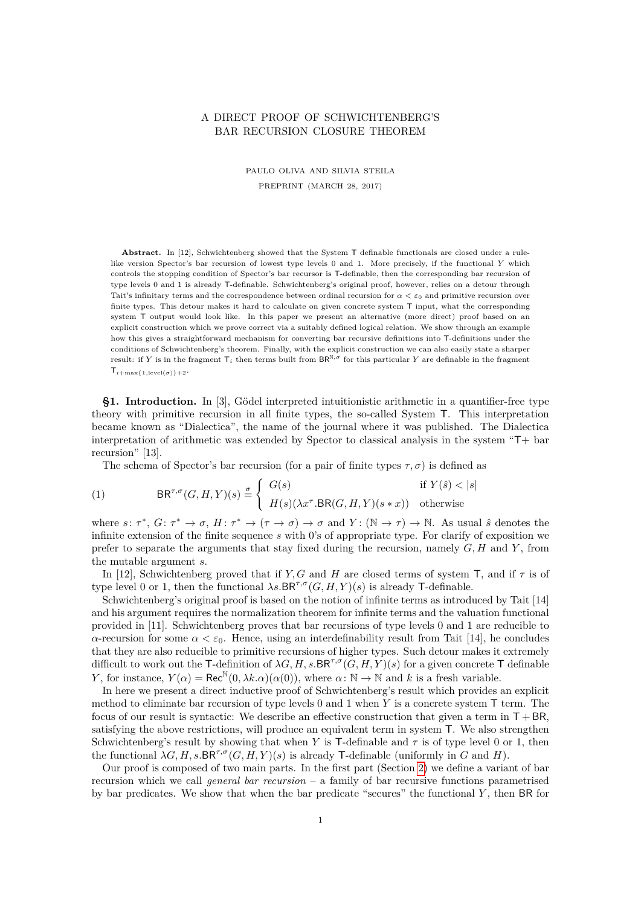# A DIRECT PROOF OF SCHWICHTENBERG'S BAR RECURSION CLOSURE THEOREM

PAULO OLIVA AND SILVIA STEILA

PREPRINT (MARCH 28, 2017)

**Abstract.** In [12], Schwichtenberg showed that the System $\mathsf{T}$ definable functionals are closed under a rule-like version Spector's bar recursion of lowest type levels 0 and 1. More precisely, if the functional $Y$ which controls the stopping condition of Spector's bar recursor is $\mathsf{T}$-definable, then the corresponding bar recursion of type levels 0 and 1 is already $\mathsf{T}$-definable. Schwichtenberg's original proof, however, relies on a detour through Tait's infinitary terms and the correspondence between ordinal recursion for $\alpha < \varepsilon_0$ and primitive recursion over finite types. This detour makes it hard to calculate on given concrete system $\mathsf{T}$ input, what the corresponding system $\mathsf{T}$ output would look like. In this paper we present an alternative (more direct) proof based on an explicit construction which we prove correct via a suitably defined logical relation. We show through an example how this gives a straightforward mechanism for converting bar recursive definitions into $\mathsf{T}$-definitions under the conditions of Schwichtenberg's theorem. Finally, with the explicit construction we can also easily state a sharper result: if $Y$ is in the fragment $\mathsf{T}_i$ then terms built from $\mathsf{BR}^{\mathbb{N},\sigma}$ for this particular $Y$ are definable in the fragment $\mathsf{T}_{i+\max\{1,\mathrm{level}(\sigma)\}+2}$.

**§1. Introduction.** In [3], Gödel interpreted intuitionistic arithmetic in a quantifier-free type theory with primitive recursion in all finite types, the so-called System $\mathsf{T}$. This interpretation became known as "Dialectica", the name of the journal where it was published. The Dialectica interpretation of arithmetic was extended by Spector to classical analysis in the system "$\mathsf{T}$+ bar recursion" [13].

The schema of Spector's bar recursion (for a pair of finite types $\tau, \sigma$) is defined as

$$
(1) \qquad \mathsf{BR}^{\tau,\sigma}(G,H,Y)(s) \stackrel{\sigma}{=} \begin{cases} G(s) & \text{if } Y(\hat{s}) < |s| \\ H(s)(\lambda x^{\tau}.\mathsf{BR}(G,H,Y)(s * x)) & \text{otherwise} \end{cases}
$$

where $s \colon \tau^*$, $G \colon \tau^* \to \sigma$, $H \colon \tau^* \to (\tau \to \sigma) \to \sigma$ and $Y \colon (\mathbb{N} \to \tau) \to \mathbb{N}$. As usual $\hat{s}$ denotes the infinite extension of the finite sequence $s$ with 0's of appropriate type. For clarify of exposition we prefer to separate the arguments that stay fixed during the recursion, namely $G, H$ and $Y$, from the mutable argument $s$.

In [12], Schwichtenberg proved that if $Y, G$ and $H$ are closed terms of system $\mathsf{T}$, and if $\tau$ is of type level 0 or 1, then the functional $\lambda s.\mathsf{BR}^{\tau,\sigma}(G,H,Y)(s)$ is already $\mathsf{T}$-definable.

Schwichtenberg's original proof is based on the notion of infinite terms as introduced by Tait [14] and his argument requires the normalization theorem for infinite terms and the valuation functional provided in [11]. Schwichtenberg proves that bar recursions of type levels 0 and 1 are reducible to $\alpha$-recursion for some $\alpha < \varepsilon_0$. Hence, using an interdefinability result from Tait [14], he concludes that they are also reducible to primitive recursions of higher types. Such detour makes it extremely difficult to work out the $\mathsf{T}$-definition of $\lambda G, H, s.\mathsf{BR}^{\tau,\sigma}(G,H,Y)(s)$ for a given concrete $\mathsf{T}$ definable $Y$, for instance, $Y(\alpha) = \mathsf{Rec}^{\mathbb{N}}(0, \lambda k.\alpha)(\alpha(0))$, where $\alpha \colon \mathbb{N} \to \mathbb{N}$ and $k$ is a fresh variable.

In here we present a direct inductive proof of Schwichtenberg's result which provides an explicit method to eliminate bar recursion of type levels 0 and 1 when $Y$ is a concrete system $\mathsf{T}$ term. The focus of our result is syntactic: We describe an effective construction that given a term in $\mathsf{T} + \mathsf{BR}$, satisfying the above restrictions, will produce an equivalent term in system $\mathsf{T}$. We also strengthen Schwichtenberg's result by showing that when $Y$ is $\mathsf{T}$-definable and $\tau$ is of type level 0 or 1, then the functional $\lambda G, H, s.\mathsf{BR}^{\tau,\sigma}(G,H,Y)(s)$ is already $\mathsf{T}$-definable (uniformly in $G$ and $H$).

Our proof is composed of two main parts. In the first part (Section 2) we define a variant of bar recursion which we call *general bar recursion* – a family of bar recursive functions parametrised by bar predicates. We show that when the bar predicate "secures" the functional $Y$, then $\mathsf{BR}$ for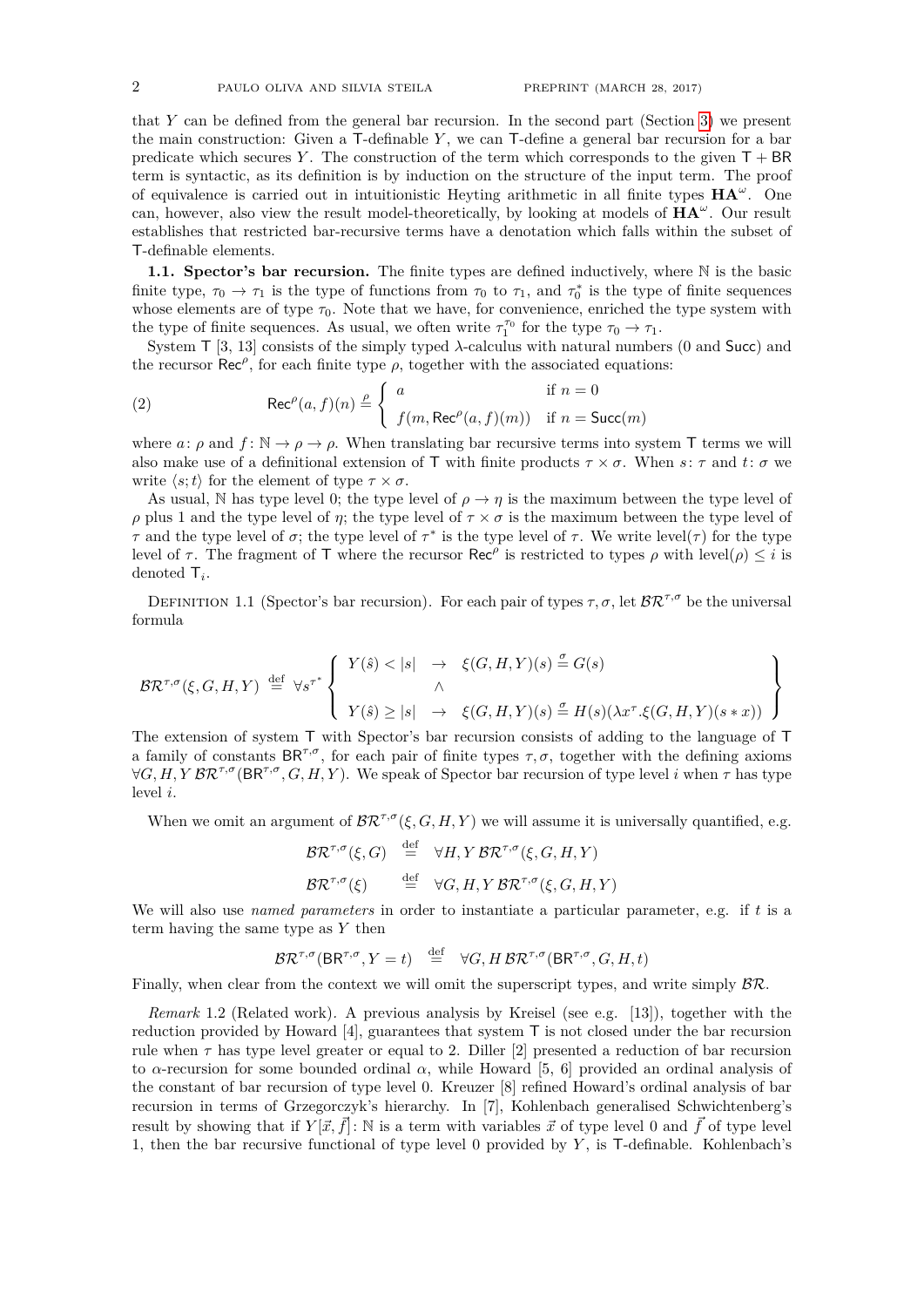that $Y$ can be defined from the general bar recursion. In the second part (Section 3) we present the main construction: Given a $\mathsf{T}$-definable $Y$, we can $\mathsf{T}$-define a general bar recursion for a bar predicate which secures $Y$. The construction of the term which corresponds to the given $\mathsf{T} + \mathsf{BR}$ term is syntactic, as its definition is by induction on the structure of the input term. The proof of equivalence is carried out in intuitionistic Heyting arithmetic in all finite types $\mathbf{HA}^\omega$. One can, however, also view the result model-theoretically, by looking at models of $\mathbf{HA}^\omega$. Our result establishes that restricted bar-recursive terms have a denotation which falls within the subset of $\mathsf{T}$-definable elements.

**1.1. Spector's bar recursion.** The finite types are defined inductively, where $\mathbb{N}$ is the basic finite type, $\tau_0 \to \tau_1$ is the type of functions from $\tau_0$ to $\tau_1$, and $\tau_0^*$ is the type of finite sequences whose elements are of type $\tau_0$. Note that we have, for convenience, enriched the type system with the type of finite sequences. As usual, we often write $\tau_1^{\tau_0}$ for the type $\tau_0 \to \tau_1$.

System $\mathsf{T}$ [3, 13] consists of the simply typed $\lambda$-calculus with natural numbers ($0$ and $\mathsf{Succ}$) and the recursor $\mathsf{Rec}^\rho$, for each finite type $\rho$, together with the associated equations:

$$\mathsf{Rec}^\rho(a, f)(n) \overset{\rho}{=} \begin{cases} a & \text{if } n = 0 \\ f(m, \mathsf{Rec}^\rho(a, f)(m)) & \text{if } n = \mathsf{Succ}(m) \end{cases} \tag{2}$$

where $a \colon \rho$ and $f \colon \mathbb{N} \to \rho \to \rho$. When translating bar recursive terms into system $\mathsf{T}$ terms we will also make use of a definitional extension of $\mathsf{T}$ with finite products $\tau \times \sigma$. When $s \colon \tau$ and $t \colon \sigma$ we write $\langle s; t \rangle$ for the element of type $\tau \times \sigma$.

As usual, $\mathbb{N}$ has type level 0; the type level of $\rho \to \eta$ is the maximum between the type level of $\rho$ plus 1 and the type level of $\eta$; the type level of $\tau \times \sigma$ is the maximum between the type level of $\tau$ and the type level of $\sigma$; the type level of $\tau^*$ is the type level of $\tau$. We write $\text{level}(\tau)$ for the type level of $\tau$. The fragment of $\mathsf{T}$ where the recursor $\mathsf{Rec}^\rho$ is restricted to types $\rho$ with $\text{level}(\rho) \leq i$ is denoted $\mathsf{T}_i$.

Definition 1.1 (Spector's bar recursion). For each pair of types $\tau, \sigma$, let $\mathcal{BR}^{\tau,\sigma}$ be the universal formula

$$\mathcal{BR}^{\tau,\sigma}(\xi, G, H, Y) \overset{\text{def}}{=} \forall s^{\tau^*} \left\{ \begin{array}{lcl} Y(\hat{s}) < |s| & \to & \xi(G, H, Y)(s) \overset{\sigma}{=} G(s) \\ & \wedge & \\ Y(\hat{s}) \geq |s| & \to & \xi(G, H, Y)(s) \overset{\sigma}{=} H(s)(\lambda x^\tau . \xi(G, H, Y)(s * x)) \end{array} \right\}$$

The extension of system $\mathsf{T}$ with Spector's bar recursion consists of adding to the language of $\mathsf{T}$ a family of constants $\mathsf{BR}^{\tau,\sigma}$, for each pair of finite types $\tau, \sigma$, together with the defining axioms $\forall G, H, Y \, \mathcal{BR}^{\tau,\sigma}(\mathsf{BR}^{\tau,\sigma}, G, H, Y)$. We speak of Spector bar recursion of type level $i$ when $\tau$ has type level $i$.

When we omit an argument of $\mathcal{BR}^{\tau,\sigma}(\xi, G, H, Y)$ we will assume it is universally quantified, e.g.

$$\mathcal{BR}^{\tau,\sigma}(\xi, G) \overset{\text{def}}{=} \forall H, Y \, \mathcal{BR}^{\tau,\sigma}(\xi, G, H, Y)$$

$$\mathcal{BR}^{\tau,\sigma}(\xi) \overset{\text{def}}{=} \forall G, H, Y \, \mathcal{BR}^{\tau,\sigma}(\xi, G, H, Y)$$

We will also use *named parameters* in order to instantiate a particular parameter, e.g. if $t$ is a term having the same type as $Y$ then

$$\mathcal{BR}^{\tau,\sigma}(\mathsf{BR}^{\tau,\sigma}, Y = t) \overset{\text{def}}{=} \forall G, H \, \mathcal{BR}^{\tau,\sigma}(\mathsf{BR}^{\tau,\sigma}, G, H, t)$$

Finally, when clear from the context we will omit the superscript types, and write simply $\mathcal{BR}$.

*Remark* 1.2 (Related work). A previous analysis by Kreisel (see e.g. [13]), together with the reduction provided by Howard [4], guarantees that system $\mathsf{T}$ is not closed under the bar recursion rule when $\tau$ has type level greater or equal to 2. Diller [2] presented a reduction of bar recursion to $\alpha$-recursion for some bounded ordinal $\alpha$, while Howard [5, 6] provided an ordinal analysis of the constant of bar recursion of type level 0. Kreuzer [8] refined Howard's ordinal analysis of bar recursion in terms of Grzegorczyk's hierarchy. In [7], Kohlenbach generalised Schwichtenberg's result by showing that if $Y[\vec{x}, \vec{f}] \colon \mathbb{N}$ is a term with variables $\vec{x}$ of type level 0 and $\vec{f}$ of type level 1, then the bar recursive functional of type level 0 provided by $Y$, is $\mathsf{T}$-definable. Kohlenbach's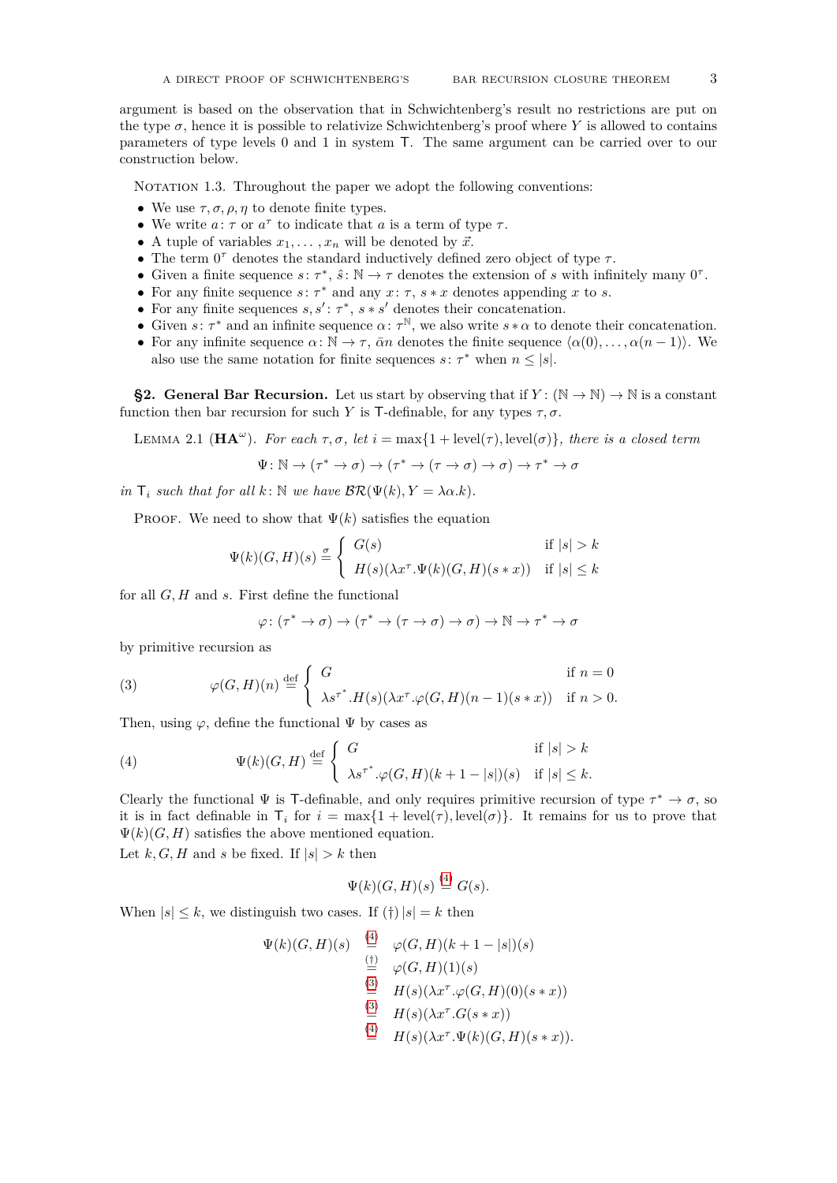argument is based on the observation that in Schwichtenberg's result no restrictions are put on the type $\sigma$, hence it is possible to relativize Schwichtenberg's proof where $Y$ is allowed to contains parameters of type levels 0 and 1 in system $\mathsf{T}$. The same argument can be carried over to our construction below.

Notation 1.3. Throughout the paper we adopt the following conventions:

- We use $\tau, \sigma, \rho, \eta$ to denote finite types.
- We write $a\colon \tau$ or $a^\tau$ to indicate that $a$ is a term of type $\tau$.
- A tuple of variables $x_1, \dots, x_n$ will be denoted by $\vec{x}$.
- The term $0^\tau$ denotes the standard inductively defined zero object of type $\tau$.
- Given a finite sequence $s\colon \tau^*$, $\hat{s}\colon \mathbb{N} \to \tau$ denotes the extension of $s$ with infinitely many $0^\tau$.
- For any finite sequence $s\colon \tau^*$ and any $x\colon \tau$, $s * x$ denotes appending $x$ to $s$.
- For any finite sequences $s, s'\colon \tau^*$, $s * s'$ denotes their concatenation.
- Given $s\colon \tau^*$ and an infinite sequence $\alpha\colon \tau^{\mathbb{N}}$, we also write $s * \alpha$ to denote their concatenation.
- For any infinite sequence $\alpha\colon \mathbb{N} \to \tau$, $\bar{\alpha}n$ denotes the finite sequence $\langle \alpha(0), \dots, \alpha(n-1)\rangle$. We also use the same notation for finite sequences $s\colon \tau^*$ when $n \leq |s|$.

## §2. General Bar Recursion.

Let us start by observing that if $Y\colon (\mathbb{N} \to \mathbb{N}) \to \mathbb{N}$ is a constant function then bar recursion for such $Y$ is $\mathsf{T}$-definable, for any types $\tau, \sigma$.

Lemma 2.1 ($\mathbf{HA}^\omega$). *For each $\tau, \sigma$, let $i = \max\{1 + \mathrm{level}(\tau), \mathrm{level}(\sigma)\}$, there is a closed term*

$$\Psi\colon \mathbb{N} \to (\tau^* \to \sigma) \to (\tau^* \to (\tau \to \sigma) \to \sigma) \to \tau^* \to \sigma$$

*in $\mathsf{T}_i$ such that for all $k\colon \mathbb{N}$ we have $\mathcal{BR}(\Psi(k), Y = \lambda\alpha.k)$.*

Proof. We need to show that $\Psi(k)$ satisfies the equation

$$\Psi(k)(G, H)(s) \overset{\sigma}{=} \begin{cases} G(s) & \text{if } |s| > k \\ H(s)(\lambda x^\tau.\Psi(k)(G, H)(s * x)) & \text{if } |s| \leq k \end{cases}$$

for all $G, H$ and $s$. First define the functional

$$\varphi\colon (\tau^* \to \sigma) \to (\tau^* \to (\tau \to \sigma) \to \sigma) \to \mathbb{N} \to \tau^* \to \sigma$$

by primitive recursion as

$$\varphi(G, H)(n) \overset{\text{def}}{=} \begin{cases} G & \text{if } n = 0 \\ \lambda s^{\tau^*}.H(s)(\lambda x^\tau.\varphi(G, H)(n-1)(s * x)) & \text{if } n > 0. \end{cases} \tag{3}$$

Then, using $\varphi$, define the functional $\Psi$ by cases as

$$\Psi(k)(G, H) \overset{\text{def}}{=} \begin{cases} G & \text{if } |s| > k \\ \lambda s^{\tau^*}.\varphi(G, H)(k + 1 - |s|)(s) & \text{if } |s| \leq k. \end{cases} \tag{4}$$

Clearly the functional $\Psi$ is $\mathsf{T}$-definable, and only requires primitive recursion of type $\tau^* \to \sigma$, so it is in fact definable in $\mathsf{T}_i$ for $i = \max\{1 + \mathrm{level}(\tau), \mathrm{level}(\sigma)\}$. It remains for us to prove that $\Psi(k)(G, H)$ satisfies the above mentioned equation.

Let $k, G, H$ and $s$ be fixed. If $|s| > k$ then

$$\Psi(k)(G, H)(s) \overset{(4)}{=} G(s).$$

When $|s| \leq k$, we distinguish two cases. If (†) $|s| = k$ then

$$\begin{aligned} \Psi(k)(G, H)(s) &\overset{(4)}{=} \varphi(G, H)(k + 1 - |s|)(s) \\ &\overset{(\dagger)}{=} \varphi(G, H)(1)(s) \\ &\overset{(3)}{=} H(s)(\lambda x^\tau.\varphi(G, H)(0)(s * x)) \\ &\overset{(3)}{=} H(s)(\lambda x^\tau.G(s * x)) \\ &\overset{(4)}{=} H(s)(\lambda x^\tau.\Psi(k)(G, H)(s * x)). \end{aligned}$$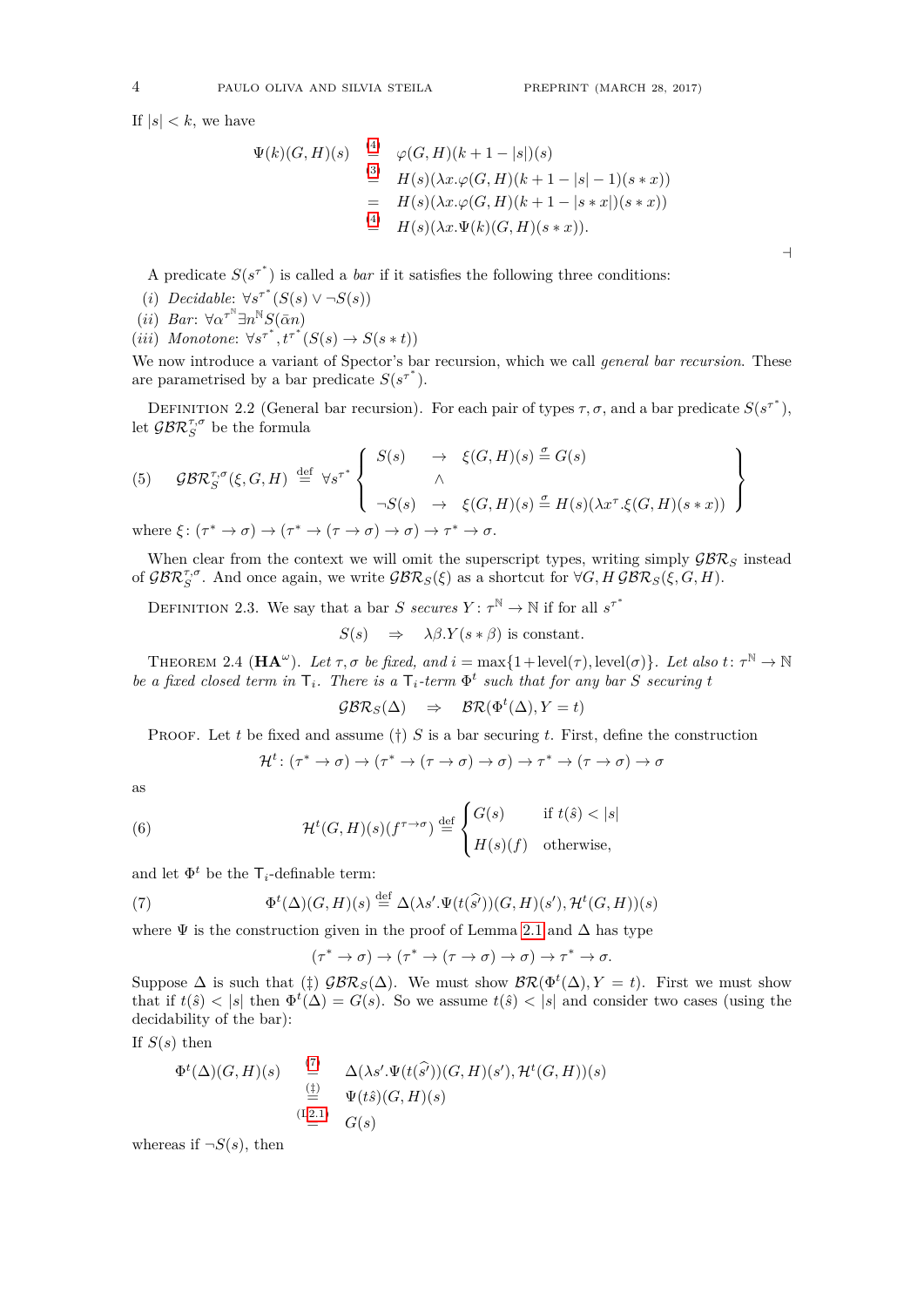If $|s| < k$, we have

$$
\begin{aligned}
\Psi(k)(G,H)(s) &\overset{(4)}{=} \varphi(G,H)(k+1-|s|)(s) \\
&\overset{(3)}{=} H(s)(\lambda x.\varphi(G,H)(k+1-|s|-1)(s*x)) \\
&= H(s)(\lambda x.\varphi(G,H)(k+1-|s*x|)(s*x)) \\
&\overset{(4)}{=} H(s)(\lambda x.\Psi(k)(G,H)(s*x)).
\end{aligned}
$$

$\dashv$

A predicate $S(s^{\tau^*})$ is called a *bar* if it satisfies the following three conditions:

$(i)$ *Decidable*: $\forall s^{\tau^*}(S(s) \vee \neg S(s))$

$(ii)$ *Bar*: $\forall \alpha^{\tau^{\mathbb{N}}} \exists n^{\mathbb{N}} S(\bar{\alpha}n)$

$(iii)$ *Monotone*: $\forall s^{\tau^*}, t^{\tau^*}(S(s) \to S(s*t))$

We now introduce a variant of Spector's bar recursion, which we call *general bar recursion*. These are parametrised by a bar predicate $S(s^{\tau^*})$.

Definition 2.2 (General bar recursion). For each pair of types $\tau, \sigma$, and a bar predicate $S(s^{\tau^*})$, let $\mathcal{GBR}_S^{\tau,\sigma}$ be the formula

$$
(5) \quad \mathcal{GBR}_S^{\tau,\sigma}(\xi, G, H) \overset{\text{def}}{\equiv} \forall s^{\tau^*} \left\{ \begin{array}{lcl} S(s) & \to & \xi(G,H)(s) \overset{\sigma}{=} G(s) \\ & \wedge & \\ \neg S(s) & \to & \xi(G,H)(s) \overset{\sigma}{=} H(s)(\lambda x^\tau.\xi(G,H)(s*x)) \end{array} \right\}
$$

where $\xi \colon (\tau^* \to \sigma) \to (\tau^* \to (\tau \to \sigma) \to \sigma) \to \tau^* \to \sigma$.

When clear from the context we will omit the superscript types, writing simply $\mathcal{GBR}_S$ instead of $\mathcal{GBR}_S^{\tau,\sigma}$. And once again, we write $\mathcal{GBR}_S(\xi)$ as a shortcut for $\forall G, H\, \mathcal{GBR}_S(\xi, G, H)$.

Definition 2.3. We say that a bar $S$ *secures* $Y \colon \tau^{\mathbb{N}} \to \mathbb{N}$ if for all $s^{\tau^*}$

$$
S(s) \quad \Rightarrow \quad \lambda\beta.Y(s*\beta) \text{ is constant.}
$$

Theorem 2.4 ($\mathbf{HA}^\omega$). *Let $\tau, \sigma$ be fixed, and $i = \max\{1+\text{level}(\tau), \text{level}(\sigma)\}$. Let also $t \colon \tau^{\mathbb{N}} \to \mathbb{N}$ be a fixed closed term in $\mathsf{T}_i$. There is a $\mathsf{T}_i$-term $\Phi^t$ such that for any bar $S$ securing $t$*

$$
\mathcal{GBR}_S(\Delta) \quad \Rightarrow \quad \mathcal{BR}(\Phi^t(\Delta), Y = t)
$$

Proof. Let $t$ be fixed and assume (†) $S$ is a bar securing $t$. First, define the construction

$$
\mathcal{H}^t \colon (\tau^* \to \sigma) \to (\tau^* \to (\tau \to \sigma) \to \sigma) \to \tau^* \to (\tau \to \sigma) \to \sigma
$$

as

$$
(6) \qquad \mathcal{H}^t(G,H)(s)(f^{\tau\to\sigma}) \overset{\text{def}}{=} \begin{cases} G(s) & \text{if } t(\hat{s}) < |s| \\ H(s)(f) & \text{otherwise,} \end{cases}
$$

and let $\Phi^t$ be the $\mathsf{T}_i$-definable term:

$$
(7) \qquad \Phi^t(\Delta)(G,H)(s) \overset{\text{def}}{=} \Delta(\lambda s'.\Psi(t(\widehat{s'}))(G,H)(s'), \mathcal{H}^t(G,H))(s)
$$

where $\Psi$ is the construction given in the proof of Lemma 2.1 and $\Delta$ has type

$$
(\tau^* \to \sigma) \to (\tau^* \to (\tau \to \sigma) \to \sigma) \to \tau^* \to \sigma.
$$

Suppose $\Delta$ is such that (‡) $\mathcal{GBR}_S(\Delta)$. We must show $\mathcal{BR}(\Phi^t(\Delta), Y = t)$. First we must show that if $t(\hat{s}) < |s|$ then $\Phi^t(\Delta) = G(s)$. So we assume $t(\hat{s}) < |s|$ and consider two cases (using the decidability of the bar):

If $S(s)$ then

$$
\begin{aligned}
\Phi^t(\Delta)(G,H)(s) &\overset{(7)}{=} \Delta(\lambda s'.\Psi(t(\widehat{s'}))(G,H)(s'), \mathcal{H}^t(G,H))(s) \\
&\overset{(\ddagger)}{=} \Psi(t\hat{s})(G,H)(s) \\
&\overset{(\text{L}2.1)}{=} G(s)
\end{aligned}
$$

whereas if $\neg S(s)$, then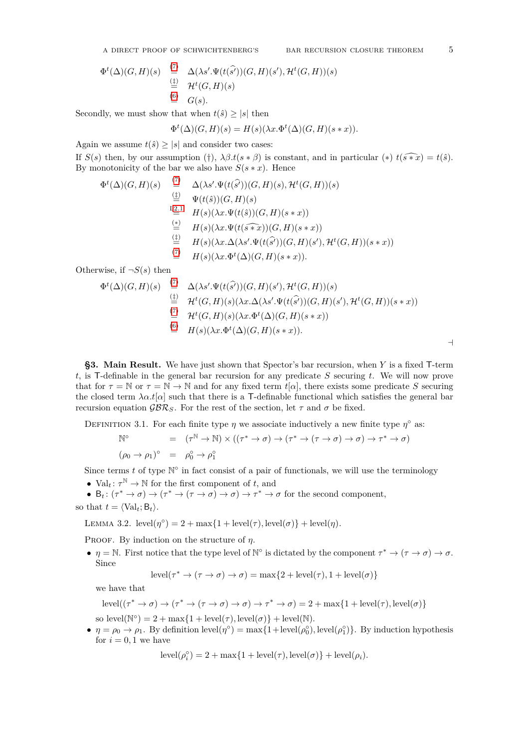$$
\begin{aligned}
\Phi^t(\Delta)(G,H)(s) &\overset{(7)}{=} \Delta(\lambda s'.\Psi(t(\widehat{s'}))(G,H)(s'), \mathcal{H}^t(G,H))(s) \\
&\overset{(\ddagger)}{=} \mathcal{H}^t(G,H)(s) \\
&\overset{(6)}{=} G(s).
\end{aligned}
$$

Secondly, we must show that when $t(\hat{s}) \geq |s|$ then

$$
\Phi^t(\Delta)(G,H)(s) = H(s)(\lambda x.\Phi^t(\Delta)(G,H)(s*x)).
$$

Again we assume $t(\hat{s}) \geq |s|$ and consider two cases:

If $S(s)$ then, by our assumption (†), $\lambda\beta.t(s*\beta)$ is constant, and in particular $(*)$ $t(\widehat{s*x}) = t(\hat{s})$. By monotonicity of the bar we also have $S(s*x)$. Hence

$$
\begin{aligned}
\Phi^t(\Delta)(G,H)(s) &\overset{(7)}{=} \Delta(\lambda s'.\Psi(t(\widehat{s'}))(G,H)(s), \mathcal{H}^t(G,H))(s) \\
&\overset{(\ddagger)}{=} \Psi(t(\hat{s}))(G,H)(s) \\
&\overset{\text{L2.1}}{=} H(s)(\lambda x.\Psi(t(\hat{s}))(G,H)(s*x)) \\
&\overset{(*)}{=} H(s)(\lambda x.\Psi(t(\widehat{s*x}))(G,H)(s*x)) \\
&\overset{(\ddagger)}{=} H(s)(\lambda x.\Delta(\lambda s'.\Psi(t(\widehat{s'}))(G,H)(s'), \mathcal{H}^t(G,H))(s*x)) \\
&\overset{(7)}{=} H(s)(\lambda x.\Phi^t(\Delta)(G,H)(s*x)).
\end{aligned}
$$

Otherwise, if $\neg S(s)$ then

$$
\begin{aligned}
\Phi^t(\Delta)(G,H)(s) &\overset{(7)}{=} \Delta(\lambda s'.\Psi(t(\widehat{s'}))(G,H)(s'), \mathcal{H}^t(G,H))(s) \\
&\overset{(\ddagger)}{=} \mathcal{H}^t(G,H)(s)(\lambda x.\Delta(\lambda s'.\Psi(t(\widehat{s'}))(G,H)(s'), \mathcal{H}^t(G,H))(s*x)) \\
&\overset{(7)}{=} \mathcal{H}^t(G,H)(s)(\lambda x.\Phi^t(\Delta)(G,H)(s*x)) \\
&\overset{(6)}{=} H(s)(\lambda x.\Phi^t(\Delta)(G,H)(s*x)).
\end{aligned}
$$

⊣

**§3. Main Result.** We have just shown that Spector's bar recursion, when $Y$ is a fixed $\mathsf{T}$-term $t$, is $\mathsf{T}$-definable in the general bar recursion for any predicate $S$ securing $t$. We will now prove that for $\tau = \mathbb{N}$ or $\tau = \mathbb{N} \to \mathbb{N}$ and for any fixed term $t[\alpha]$, there exists some predicate $S$ securing the closed term $\lambda\alpha.t[\alpha]$ such that there is a $\mathsf{T}$-definable functional which satisfies the general bar recursion equation $\mathcal{GBR}_S$. For the rest of the section, let $\tau$ and $\sigma$ be fixed.

Definition 3.1. For each finite type $\eta$ we associate inductively a new finite type $\eta^\circ$ as:

$$
\begin{aligned}
\mathbb{N}^\circ &= (\tau^{\mathbb{N}} \to \mathbb{N}) \times ((\tau^* \to \sigma) \to (\tau^* \to (\tau \to \sigma) \to \sigma) \to \tau^* \to \sigma) \\
(\rho_0 \to \rho_1)^\circ &= \rho_0^\circ \to \rho_1^\circ
\end{aligned}
$$

Since terms $t$ of type $\mathbb{N}^\circ$ in fact consist of a pair of functionals, we will use the terminology

- $\mathrm{Val}_t \colon \tau^{\mathbb{N}} \to \mathbb{N}$ for the first component of $t$, and
- $\mathsf{B}_t \colon (\tau^* \to \sigma) \to (\tau^* \to (\tau \to \sigma) \to \sigma) \to \tau^* \to \sigma$ for the second component,

so that $t = \langle \mathrm{Val}_t; \mathsf{B}_t \rangle$.

Lemma 3.2. $\mathrm{level}(\eta^\circ) = 2 + \max\{1 + \mathrm{level}(\tau), \mathrm{level}(\sigma)\} + \mathrm{level}(\eta)$.

Proof. By induction on the structure of $\eta$.

- $\eta = \mathbb{N}$. First notice that the type level of $\mathbb{N}^\circ$ is dictated by the component $\tau^* \to (\tau \to \sigma) \to \sigma$. Since

$$
\mathrm{level}(\tau^* \to (\tau \to \sigma) \to \sigma) = \max\{2 + \mathrm{level}(\tau), 1 + \mathrm{level}(\sigma)\}
$$

  we have that

$$
\mathrm{level}((\tau^* \to \sigma) \to (\tau^* \to (\tau \to \sigma) \to \sigma) \to \tau^* \to \sigma) = 2 + \max\{1 + \mathrm{level}(\tau), \mathrm{level}(\sigma)\}
$$

  so $\mathrm{level}(\mathbb{N}^\circ) = 2 + \max\{1 + \mathrm{level}(\tau), \mathrm{level}(\sigma)\} + \mathrm{level}(\mathbb{N})$.
- $\eta = \rho_0 \to \rho_1$. By definition $\mathrm{level}(\eta^\circ) = \max\{1 + \mathrm{level}(\rho_0^\circ), \mathrm{level}(\rho_1^\circ)\}$. By induction hypothesis for $i = 0, 1$ we have

$$
\mathrm{level}(\rho_i^\circ) = 2 + \max\{1 + \mathrm{level}(\tau), \mathrm{level}(\sigma)\} + \mathrm{level}(\rho_i).
$$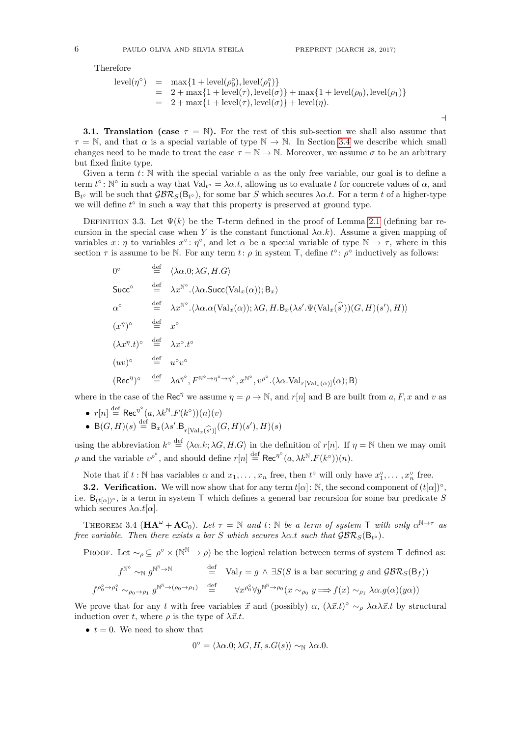Therefore

$$
\begin{array}{rcl}
\text{level}(\eta^\circ) & = & \max\{1 + \text{level}(\rho_0^\circ), \text{level}(\rho_1^\circ)\} \\
& = & 2 + \max\{1 + \text{level}(\tau), \text{level}(\sigma)\} + \max\{1 + \text{level}(\rho_0), \text{level}(\rho_1)\} \\
& = & 2 + \max\{1 + \text{level}(\tau), \text{level}(\sigma)\} + \text{level}(\eta).
\end{array}
$$

$\dashv$

**3.1. Translation (case $\tau = \mathbb{N}$).** For the rest of this sub-section we shall also assume that $\tau = \mathbb{N}$, and that $\alpha$ is a special variable of type $\mathbb{N} \to \mathbb{N}$. In Section 3.4 we describe which small changes need to be made to treat the case $\tau = \mathbb{N} \to \mathbb{N}$. Moreover, we assume $\sigma$ to be an arbitrary but fixed finite type.

Given a term $t \colon \mathbb{N}$ with the special variable $\alpha$ as the only free variable, our goal is to define a term $t^\circ \colon \mathbb{N}^\circ$ in such a way that $\text{Val}_{t^\circ} = \lambda\alpha.t$, allowing us to evaluate $t$ for concrete values of $\alpha$, and $\mathsf{B}_{t^\circ}$ will be such that $\mathcal{GBR}_S(\mathsf{B}_{t^\circ})$, for some bar $S$ which secures $\lambda\alpha.t$. For a term $t$ of a higher-type we will define $t^\circ$ in such a way that this property is preserved at ground type.

Definition 3.3. Let $\Psi(k)$ be the $\mathsf{T}$-term defined in the proof of Lemma 2.1 (defining bar recursion in the special case when $Y$ is the constant functional $\lambda\alpha.k$). Assume a given mapping of variables $x \colon \eta$ to variables $x^\circ \colon \eta^\circ$, and let $\alpha$ be a special variable of type $\mathbb{N} \to \tau$, where in this section $\tau$ is assume to be $\mathbb{N}$. For any term $t \colon \rho$ in system $\mathsf{T}$, define $t^\circ \colon \rho^\circ$ inductively as follows:

$$
\begin{array}{lcl}
0^\circ & \stackrel{\text{def}}{=} & \langle \lambda\alpha.0; \lambda G, H.G \rangle \\
\mathsf{Succ}^\circ & \stackrel{\text{def}}{=} & \lambda x^{\mathbb{N}^\circ}.\langle \lambda\alpha.\mathsf{Succ}(\text{Val}_x(\alpha)); \mathsf{B}_x \rangle \\
\alpha^\circ & \stackrel{\text{def}}{=} & \lambda x^{\mathbb{N}^\circ}.\langle \lambda\alpha.\alpha(\text{Val}_x(\alpha)); \lambda G, H.\mathsf{B}_x(\lambda s'.\Psi(\text{Val}_x(\widehat{s'}))(G, H)(s'), H) \rangle \\
(x^\eta)^\circ & \stackrel{\text{def}}{=} & x^\circ \\
(\lambda x^\eta.t)^\circ & \stackrel{\text{def}}{=} & \lambda x^\circ.t^\circ \\
(uv)^\circ & \stackrel{\text{def}}{=} & u^\circ v^\circ \\
(\mathsf{Rec}^\eta)^\circ & \stackrel{\text{def}}{=} & \lambda a^{\eta^\circ}, F^{\mathbb{N}^\circ \to \eta^\circ \to \eta^\circ}, x^{\mathbb{N}^\circ}, v^{\rho^\circ}.\langle \lambda\alpha.\text{Val}_{r[\text{Val}_x(\alpha)]}(\alpha); \mathsf{B} \rangle
\end{array}
$$

where in the case of the $\mathsf{Rec}^\eta$ we assume $\eta = \rho \to \mathbb{N}$, and $r[n]$ and $\mathsf{B}$ are built from $a, F, x$ and $v$ as

- $r[n] \stackrel{\text{def}}{=} \mathsf{Rec}^{\eta^\circ}(a, \lambda k^{\mathbb{N}}.F(k^\circ))(n)(v)$
- $\mathsf{B}(G, H)(s) \stackrel{\text{def}}{=} \mathsf{B}_x(\lambda s'.\mathsf{B}_{r[\text{Val}_x(\widehat{s'})]}(G, H)(s'), H)(s)$

using the abbreviation $k^\circ \stackrel{\text{def}}{=} \langle \lambda\alpha.k; \lambda G, H.G \rangle$ in the definition of $r[n]$. If $\eta = \mathbb{N}$ then we may omit $\rho$ and the variable $v^{\rho^\circ}$, and should define $r[n] \stackrel{\text{def}}{=} \mathsf{Rec}^{\eta^\circ}(a, \lambda k^{\mathbb{N}}.F(k^\circ))(n)$.

Note that if $t : \mathbb{N}$ has variables $\alpha$ and $x_1, \ldots, x_n$ free, then $t^\circ$ will only have $x_1^\circ, \ldots, x_n^\circ$ free.

**3.2. Verification.** We will now show that for any term $t[\alpha] \colon \mathbb{N}$, the second component of $(t[\alpha])^\circ$, i.e. $\mathsf{B}_{(t[\alpha])^\circ}$, is a term in system $\mathsf{T}$ which defines a general bar recursion for some bar predicate $S$ which secures $\lambda\alpha.t[\alpha]$.

Theorem 3.4 ($\mathbf{HA}^\omega + \mathbf{AC}_0$). *Let $\tau = \mathbb{N}$ and $t \colon \mathbb{N}$ be a term of system $\mathsf{T}$ with only $\alpha^{\mathbb{N} \to \tau}$ as free variable. Then there exists a bar $S$ which secures $\lambda\alpha.t$ such that $\mathcal{GBR}_S(\mathsf{B}_{t^\circ})$.*

Proof. Let $\sim_\rho \subseteq \rho^\circ \times (\mathbb{N}^{\mathbb{N}} \to \rho)$ be the logical relation between terms of system $\mathsf{T}$ defined as:

$$
\begin{array}{lcl}
f^{\mathbb{N}^\circ} \sim_{\mathbb{N}} g^{\mathbb{N}^{\mathbb{N}} \to \mathbb{N}} & \stackrel{\text{def}}{=} & \text{Val}_f = g \wedge \exists S (S \text{ is a bar securing } g \text{ and } \mathcal{GBR}_S(\mathsf{B}_f)) \\
f^{\rho_0^\circ \to \rho_1^\circ} \sim_{\rho_0 \to \rho_1} g^{\mathbb{N}^{\mathbb{N}} \to (\rho_0 \to \rho_1)} & \stackrel{\text{def}}{=} & \forall x^{\rho_0^\circ} \forall y^{\mathbb{N}^{\mathbb{N}} \to \rho_0} (x \sim_{\rho_0} y \Longrightarrow f(x) \sim_{\rho_1} \lambda\alpha.g(\alpha)(y\alpha))
\end{array}
$$

We prove that for any $t$ with free variables $\vec{x}$ and (possibly) $\alpha$, $(\lambda\vec{x}.t)^\circ \sim_\rho \lambda\alpha\lambda\vec{x}.t$ by structural induction over $t$, where $\rho$ is the type of $\lambda\vec{x}.t$.

- $t = 0$. We need to show that

$$
0^\circ = \langle \lambda\alpha.0; \lambda G, H, s.G(s) \rangle \sim_{\mathbb{N}} \lambda\alpha.0.
$$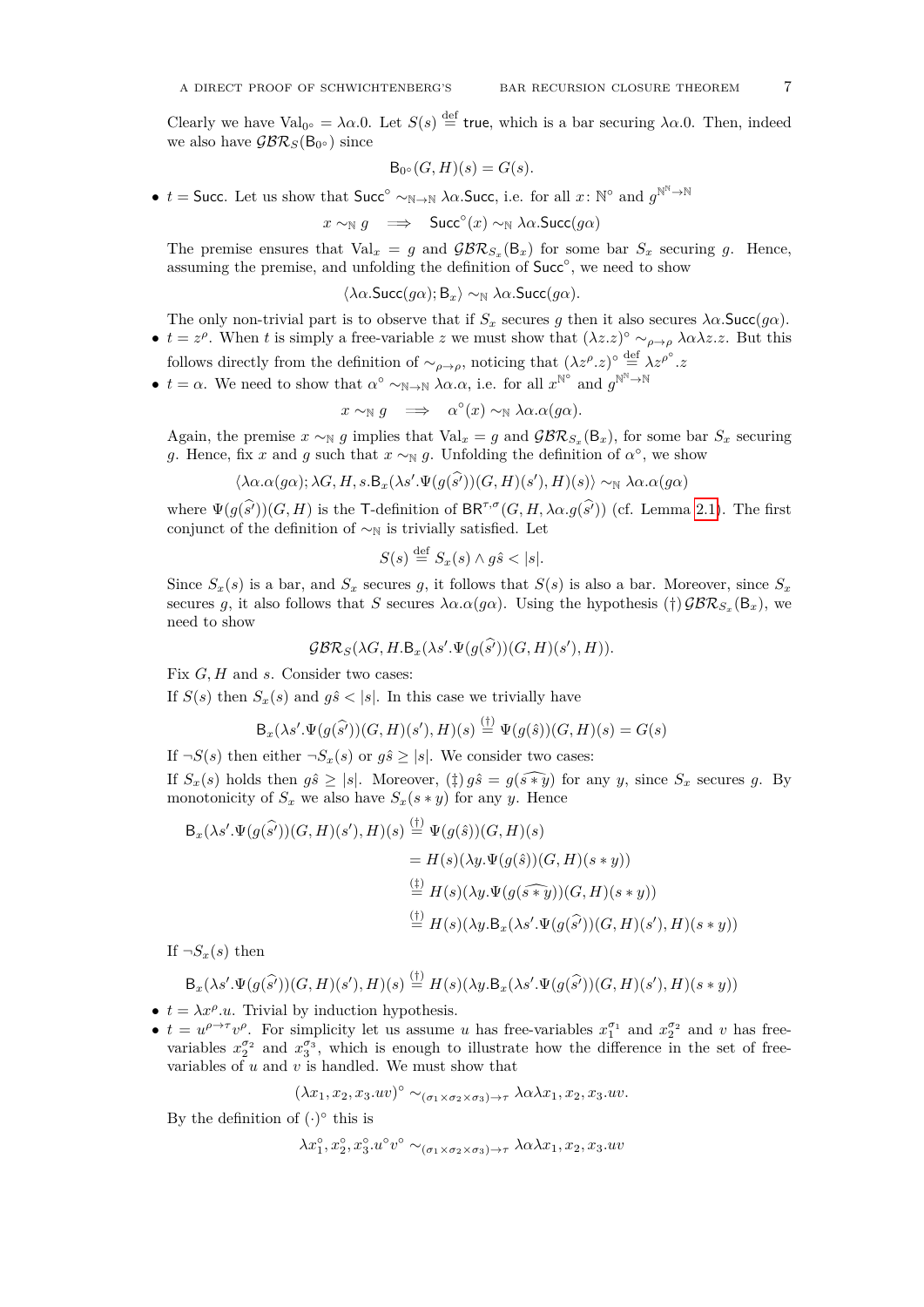Clearly we have $\mathrm{Val}_{0^\circ} = \lambda\alpha.0$. Let $S(s) \stackrel{\text{def}}{=} \mathsf{true}$, which is a bar securing $\lambda\alpha.0$. Then, indeed we also have $\mathcal{GBR}_S(\mathsf{B}_{0^\circ})$ since

$$\mathsf{B}_{0^\circ}(G,H)(s) = G(s).$$

- $t = \mathsf{Succ}$. Let us show that $\mathsf{Succ}^\circ \sim_{\mathbb{N}\to\mathbb{N}} \lambda\alpha.\mathsf{Succ}$, i.e. for all $x\colon \mathbb{N}^\circ$ and $g^{\mathbb{N}^\mathbb{N}\to\mathbb{N}}$

$$x \sim_{\mathbb{N}} g \quad\Longrightarrow\quad \mathsf{Succ}^\circ(x) \sim_{\mathbb{N}} \lambda\alpha.\mathsf{Succ}(g\alpha)$$

The premise ensures that $\mathrm{Val}_x = g$ and $\mathcal{GBR}_{S_x}(\mathsf{B}_x)$ for some bar $S_x$ securing $g$. Hence, assuming the premise, and unfolding the definition of $\mathsf{Succ}^\circ$, we need to show

$$\langle \lambda\alpha.\mathsf{Succ}(g\alpha); \mathsf{B}_x\rangle \sim_{\mathbb{N}} \lambda\alpha.\mathsf{Succ}(g\alpha).$$

The only non-trivial part is to observe that if $S_x$ secures $g$ then it also secures $\lambda\alpha.\mathsf{Succ}(g\alpha)$.

- $t = z^\rho$. When $t$ is simply a free-variable $z$ we must show that $(\lambda z.z)^\circ \sim_{\rho\to\rho} \lambda\alpha\lambda z.z$. But this follows directly from the definition of $\sim_{\rho\to\rho}$, noticing that $(\lambda z^\rho.z)^\circ \stackrel{\text{def}}{=} \lambda z^{\rho^\circ}.z$
- $t = \alpha$. We need to show that $\alpha^\circ \sim_{\mathbb{N}\to\mathbb{N}} \lambda\alpha.\alpha$, i.e. for all $x^{\mathbb{N}^\circ}$ and $g^{\mathbb{N}^\mathbb{N}\to\mathbb{N}}$

$$x \sim_{\mathbb{N}} g \quad\Longrightarrow\quad \alpha^\circ(x) \sim_{\mathbb{N}} \lambda\alpha.\alpha(g\alpha).$$

Again, the premise $x \sim_{\mathbb{N}} g$ implies that $\mathrm{Val}_x = g$ and $\mathcal{GBR}_{S_x}(\mathsf{B}_x)$, for some bar $S_x$ securing $g$. Hence, fix $x$ and $g$ such that $x \sim_{\mathbb{N}} g$. Unfolding the definition of $\alpha^\circ$, we show

$$\langle \lambda\alpha.\alpha(g\alpha); \lambda G,H,s.\mathsf{B}_x(\lambda s'.\Psi(g(\widehat{s'}))(G,H)(s'),H)(s)\rangle \sim_{\mathbb{N}} \lambda\alpha.\alpha(g\alpha)$$

where $\Psi(g(\widehat{s'}))(G,H)$ is the $\mathsf{T}$-definition of $\mathsf{BR}^{\tau,\sigma}(G,H,\lambda\alpha.g(\widehat{s'}))$ (cf. Lemma 2.1). The first conjunct of the definition of $\sim_{\mathbb{N}}$ is trivially satisfied. Let

$$S(s) \stackrel{\text{def}}{=} S_x(s) \wedge g\hat{s} < |s|.$$

Since $S_x(s)$ is a bar, and $S_x$ secures $g$, it follows that $S(s)$ is also a bar. Moreover, since $S_x$ secures $g$, it also follows that $S$ secures $\lambda\alpha.\alpha(g\alpha)$. Using the hypothesis $(\dagger)\,\mathcal{GBR}_{S_x}(\mathsf{B}_x)$, we need to show

$$\mathcal{GBR}_S(\lambda G,H.\mathsf{B}_x(\lambda s'.\Psi(g(\widehat{s'}))(G,H)(s'),H)).$$

Fix $G,H$ and $s$. Consider two cases:

If $S(s)$ then $S_x(s)$ and $g\hat{s} < |s|$. In this case we trivially have

$$\mathsf{B}_x(\lambda s'.\Psi(g(\widehat{s'}))(G,H)(s'),H)(s) \stackrel{(\dagger)}{=} \Psi(g(\hat{s}))(G,H)(s) = G(s)$$

If $\neg S(s)$ then either $\neg S_x(s)$ or $g\hat{s} \geq |s|$. We consider two cases:

If $S_x(s)$ holds then $g\hat{s} \geq |s|$. Moreover, $(\ddagger)\, g\hat{s} = g(\widehat{s*y})$ for any $y$, since $S_x$ secures $g$. By monotonicity of $S_x$ we also have $S_x(s*y)$ for any $y$. Hence

$$\begin{aligned}
\mathsf{B}_x(\lambda s'.\Psi(g(\widehat{s'}))(G,H)(s'),H)(s) &\stackrel{(\dagger)}{=} \Psi(g(\hat{s}))(G,H)(s) \\
&= H(s)(\lambda y.\Psi(g(\hat{s}))(G,H)(s*y)) \\
&\stackrel{(\ddagger)}{=} H(s)(\lambda y.\Psi(g(\widehat{s*y}))(G,H)(s*y)) \\
&\stackrel{(\dagger)}{=} H(s)(\lambda y.\mathsf{B}_x(\lambda s'.\Psi(g(\widehat{s'}))(G,H)(s'),H)(s*y))
\end{aligned}$$

If $\neg S_x(s)$ then

$$\mathsf{B}_x(\lambda s'.\Psi(g(\widehat{s'}))(G,H)(s'),H)(s) \stackrel{(\dagger)}{=} H(s)(\lambda y.\mathsf{B}_x(\lambda s'.\Psi(g(\widehat{s'}))(G,H)(s'),H)(s*y))$$

- $t = \lambda x^\rho.u$. Trivial by induction hypothesis.
- $t = u^{\rho\to\tau}v^\rho$. For simplicity let us assume $u$ has free-variables $x_1^{\sigma_1}$ and $x_2^{\sigma_2}$ and $v$ has free-variables $x_2^{\sigma_2}$ and $x_3^{\sigma_3}$, which is enough to illustrate how the difference in the set of free-variables of $u$ and $v$ is handled. We must show that

$$(\lambda x_1,x_2,x_3.uv)^\circ \sim_{(\sigma_1\times\sigma_2\times\sigma_3)\to\tau} \lambda\alpha\lambda x_1,x_2,x_3.uv.$$

By the definition of $(\cdot)^\circ$ this is

$$\lambda x_1^\circ,x_2^\circ,x_3^\circ.u^\circ v^\circ \sim_{(\sigma_1\times\sigma_2\times\sigma_3)\to\tau} \lambda\alpha\lambda x_1,x_2,x_3.uv$$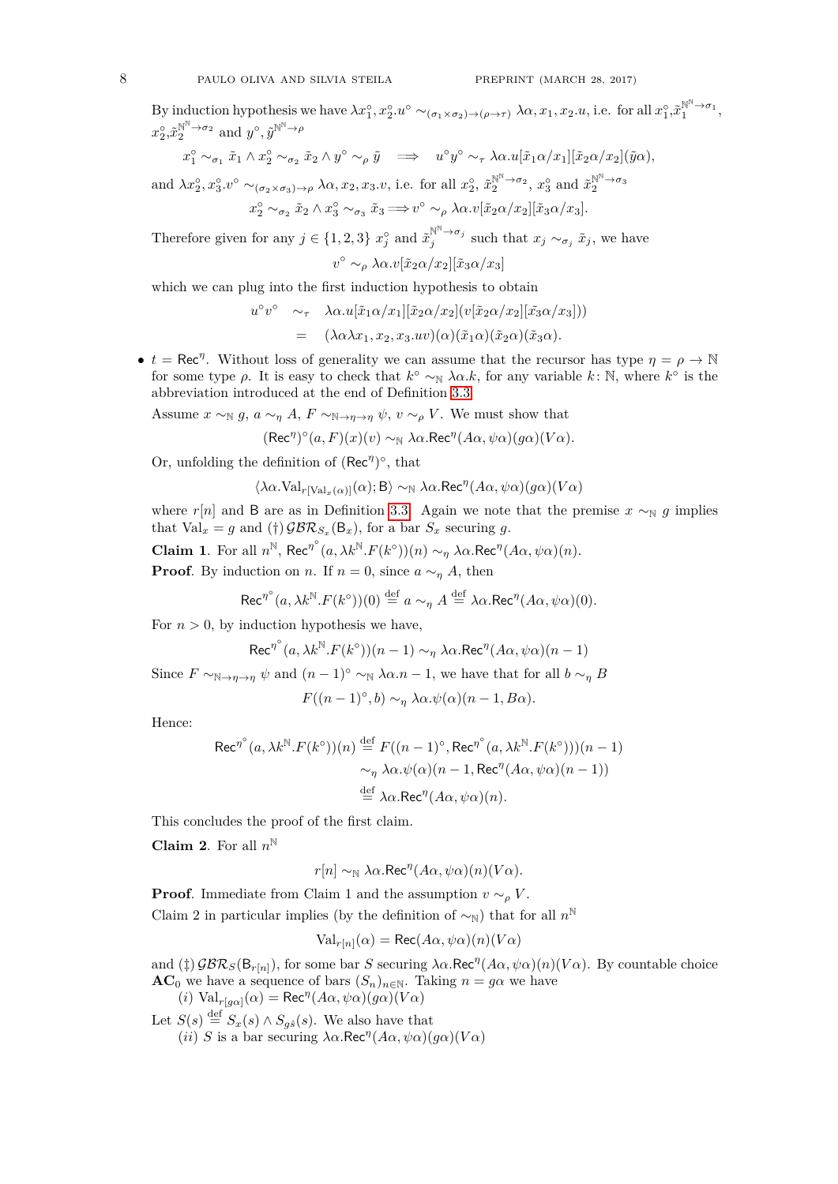By induction hypothesis we have $\lambda x_1^\circ, x_2^\circ.u^\circ \sim_{(\sigma_1 \times \sigma_2) \to (\rho \to \tau)} \lambda\alpha, x_1, x_2.u$, i.e. for all $x_1^\circ, \tilde{x}_1^{\mathbb{N}^\mathbb{N} \to \sigma_1}$, $x_2^\circ, \tilde{x}_2^{\mathbb{N}^\mathbb{N} \to \sigma_2}$ and $y^\circ, \tilde{y}^{\mathbb{N}^\mathbb{N} \to \rho}$

$$x_1^\circ \sim_{\sigma_1} \tilde{x}_1 \wedge x_2^\circ \sim_{\sigma_2} \tilde{x}_2 \wedge y^\circ \sim_\rho \tilde{y} \quad \Longrightarrow \quad u^\circ y^\circ \sim_\tau \lambda\alpha.u[\tilde{x}_1\alpha/x_1][\tilde{x}_2\alpha/x_2](\tilde{y}\alpha),$$

and $\lambda x_2^\circ, x_3^\circ.v^\circ \sim_{(\sigma_2 \times \sigma_3) \to \rho} \lambda\alpha, x_2, x_3.v$, i.e. for all $x_2^\circ$, $\tilde{x}_2^{\mathbb{N}^\mathbb{N} \to \sigma_2}$, $x_3^\circ$ and $\tilde{x}_2^{\mathbb{N}^\mathbb{N} \to \sigma_3}$

$$x_2^\circ \sim_{\sigma_2} \tilde{x}_2 \wedge x_3^\circ \sim_{\sigma_3} \tilde{x}_3 \Longrightarrow v^\circ \sim_\rho \lambda\alpha.v[\tilde{x}_2\alpha/x_2][\tilde{x}_3\alpha/x_3].$$

Therefore given for any $j \in \{1,2,3\}$ $x_j^\circ$ and $\tilde{x}_j^{\mathbb{N}^\mathbb{N} \to \sigma_j}$ such that $x_j \sim_{\sigma_j} \tilde{x}_j$, we have

$$v^\circ \sim_\rho \lambda\alpha.v[\tilde{x}_2\alpha/x_2][\tilde{x}_3\alpha/x_3]$$

which we can plug into the first induction hypothesis to obtain

$$\begin{aligned} u^\circ v^\circ \quad &\sim_\tau \quad \lambda\alpha.u[\tilde{x}_1\alpha/x_1][\tilde{x}_2\alpha/x_2](v[\tilde{x}_2\alpha/x_2][\tilde{x}_3\alpha/x_3])) \\ &= \quad (\lambda\alpha\lambda x_1, x_2, x_3.uv)(\alpha)(\tilde{x}_1\alpha)(\tilde{x}_2\alpha)(\tilde{x}_3\alpha). \end{aligned}$$

- $t = \mathsf{Rec}^\eta$. Without loss of generality we can assume that the recursor has type $\eta = \rho \to \mathbb{N}$ for some type $\rho$. It is easy to check that $k^\circ \sim_\mathbb{N} \lambda\alpha.k$, for any variable $k\colon \mathbb{N}$, where $k^\circ$ is the abbreviation introduced at the end of Definition 3.3.

Assume $x \sim_\mathbb{N} g$, $a \sim_\eta A$, $F \sim_{\mathbb{N} \to \eta \to \eta} \psi$, $v \sim_\rho V$. We must show that

$$(\mathsf{Rec}^\eta)^\circ(a, F)(x)(v) \sim_\mathbb{N} \lambda\alpha.\mathsf{Rec}^\eta(A\alpha, \psi\alpha)(g\alpha)(V\alpha).$$

Or, unfolding the definition of $(\mathsf{Rec}^\eta)^\circ$, that

$$\langle \lambda\alpha.\mathrm{Val}_{r[\mathrm{Val}_x(\alpha)]}(\alpha); \mathsf{B}\rangle \sim_\mathbb{N} \lambda\alpha.\mathsf{Rec}^\eta(A\alpha, \psi\alpha)(g\alpha)(V\alpha)$$

where $r[n]$ and $\mathsf{B}$ are as in Definition 3.3. Again we note that the premise $x \sim_\mathbb{N} g$ implies that $\mathrm{Val}_x = g$ and (†) $\mathcal{GBR}_{S_x}(\mathsf{B}_x)$, for a bar $S_x$ securing $g$.

**Claim 1**. For all $n^\mathbb{N}$, $\mathsf{Rec}^{\eta^\circ}(a, \lambda k^\mathbb{N}.F(k^\circ))(n) \sim_\eta \lambda\alpha.\mathsf{Rec}^\eta(A\alpha, \psi\alpha)(n)$.

**Proof**. By induction on $n$. If $n = 0$, since $a \sim_\eta A$, then

$$\mathsf{Rec}^{\eta^\circ}(a, \lambda k^\mathbb{N}.F(k^\circ))(0) \stackrel{\mathrm{def}}{=} a \sim_\eta A \stackrel{\mathrm{def}}{=} \lambda\alpha.\mathsf{Rec}^\eta(A\alpha, \psi\alpha)(0).$$

For $n > 0$, by induction hypothesis we have,

$$\mathsf{Rec}^{\eta^\circ}(a, \lambda k^\mathbb{N}.F(k^\circ))(n-1) \sim_\eta \lambda\alpha.\mathsf{Rec}^\eta(A\alpha, \psi\alpha)(n-1)$$

Since $F \sim_{\mathbb{N} \to \eta \to \eta} \psi$ and $(n-1)^\circ \sim_\mathbb{N} \lambda\alpha.n-1$, we have that for all $b \sim_\eta B$

$$F((n-1)^\circ, b) \sim_\eta \lambda\alpha.\psi(\alpha)(n-1, B\alpha).$$

Hence:

$$\begin{aligned} \mathsf{Rec}^{\eta^\circ}(a, \lambda k^\mathbb{N}.F(k^\circ))(n) &\stackrel{\mathrm{def}}{=} F((n-1)^\circ, \mathsf{Rec}^{\eta^\circ}(a, \lambda k^\mathbb{N}.F(k^\circ)))(n-1) \\ &\sim_\eta \lambda\alpha.\psi(\alpha)(n-1, \mathsf{Rec}^\eta(A\alpha, \psi\alpha)(n-1)) \\ &\stackrel{\mathrm{def}}{=} \lambda\alpha.\mathsf{Rec}^\eta(A\alpha, \psi\alpha)(n). \end{aligned}$$

This concludes the proof of the first claim.

**Claim 2**. For all $n^\mathbb{N}$

$$r[n] \sim_\mathbb{N} \lambda\alpha.\mathsf{Rec}^\eta(A\alpha, \psi\alpha)(n)(V\alpha).$$

**Proof**. Immediate from Claim 1 and the assumption $v \sim_\rho V$.

Claim 2 in particular implies (by the definition of $\sim_\mathbb{N}$) that for all $n^\mathbb{N}$

$$\mathrm{Val}_{r[n]}(\alpha) = \mathsf{Rec}(A\alpha, \psi\alpha)(n)(V\alpha)$$

and (‡) $\mathcal{GBR}_S(\mathsf{B}_{r[n]})$, for some bar $S$ securing $\lambda\alpha.\mathsf{Rec}^\eta(A\alpha, \psi\alpha)(n)(V\alpha)$. By countable choice $\mathbf{AC}_0$ we have a sequence of bars $(S_n)_{n \in \mathbb{N}}$. Taking $n = g\alpha$ we have

(*i*) $\mathrm{Val}_{r[g\alpha]}(\alpha) = \mathsf{Rec}^\eta(A\alpha, \psi\alpha)(g\alpha)(V\alpha)$

Let $S(s) \stackrel{\mathrm{def}}{=} S_x(s) \wedge S_{g\hat{s}}(s)$. We also have that

(*ii*) $S$ is a bar securing $\lambda\alpha.\mathsf{Rec}^\eta(A\alpha, \psi\alpha)(g\alpha)(V\alpha)$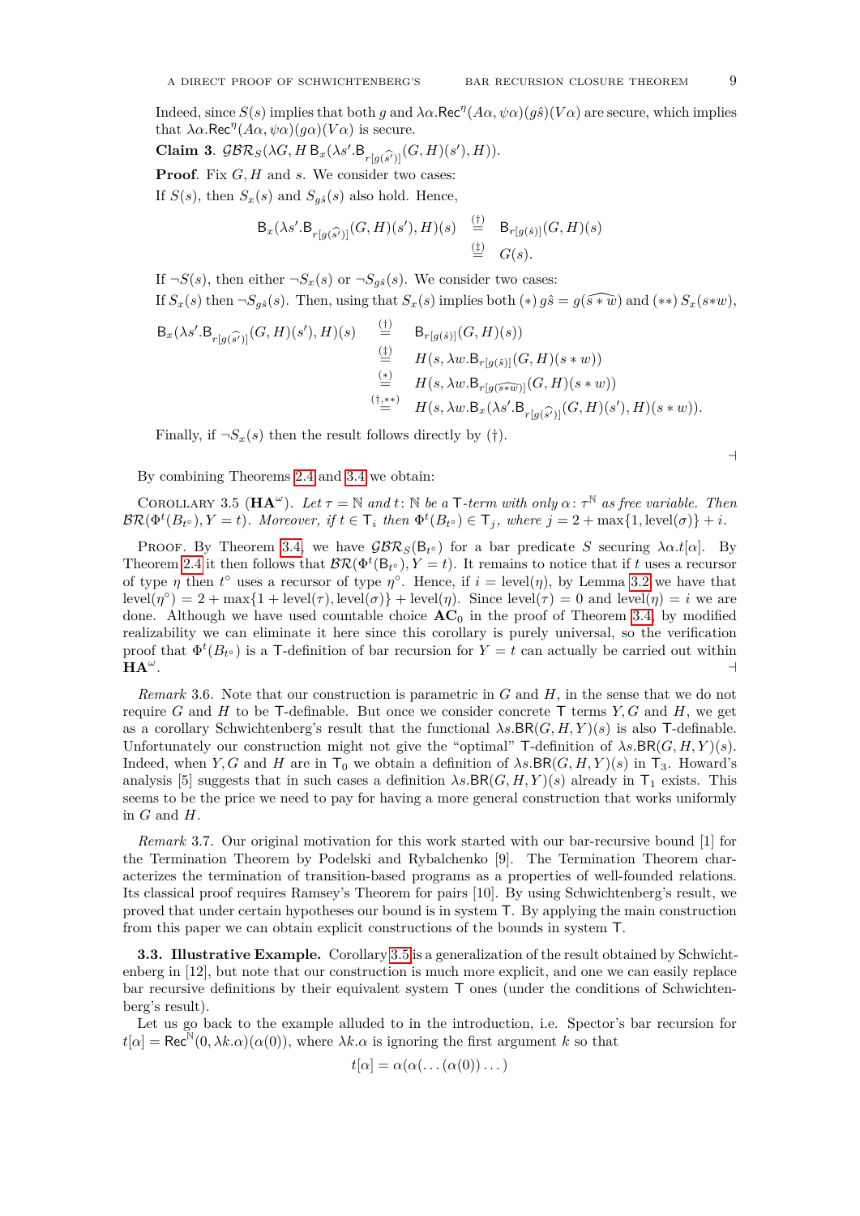Indeed, since $S(s)$ implies that both $g$ and $\lambda\alpha.\mathsf{Rec}^{\eta}(A\alpha, \psi\alpha)(g\hat{s})(V\alpha)$ are secure, which implies that $\lambda\alpha.\mathsf{Rec}^{\eta}(A\alpha, \psi\alpha)(g\alpha)(V\alpha)$ is secure.

**Claim 3**. $\mathcal{GBR}_S(\lambda G, H\, \mathsf{B}_x(\lambda s'.\mathsf{B}_{r[g(\widehat{s'})]}(G, H)(s'), H))$.

**Proof**. Fix $G, H$ and $s$. We consider two cases:

If $S(s)$, then $S_x(s)$ and $S_{g\hat{s}}(s)$ also hold. Hence,

$$\begin{aligned}
\mathsf{B}_x(\lambda s'.\mathsf{B}_{r[g(\widehat{s'})]}(G, H)(s'), H)(s) &\overset{(\dagger)}{=} \mathsf{B}_{r[g(\hat{s})]}(G, H)(s) \\
&\overset{(\ddagger)}{=} G(s).
\end{aligned}$$

If $\neg S(s)$, then either $\neg S_x(s)$ or $\neg S_{g\hat{s}}(s)$. We consider two cases:

If $S_x(s)$ then $\neg S_{g\hat{s}}(s)$. Then, using that $S_x(s)$ implies both $(*)\ g\hat{s} = g(\widehat{s * w})$ and $(**)\ S_x(s*w)$,

$$\begin{aligned}
\mathsf{B}_x(\lambda s'.\mathsf{B}_{r[g(\widehat{s'})]}(G, H)(s'), H)(s) &\overset{(\dagger)}{=} \mathsf{B}_{r[g(\hat{s})]}(G, H)(s)) \\
&\overset{(\ddagger)}{=} H(s, \lambda w.\mathsf{B}_{r[g(\hat{s})]}(G, H)(s * w)) \\
&\overset{(*)}{=} H(s, \lambda w.\mathsf{B}_{r[g(\widehat{s*w})]}(G, H)(s * w)) \\
&\overset{(\dagger, **)}{=} H(s, \lambda w.\mathsf{B}_x(\lambda s'.\mathsf{B}_{r[g(\widehat{s'})]}(G, H)(s'), H)(s * w)).
\end{aligned}$$

Finally, if $\neg S_x(s)$ then the result follows directly by $(\dagger)$. ⊣

By combining Theorems 2.4 and 3.4 we obtain:

Corollary 3.5 ($\mathbf{HA}^{\omega}$). *Let $\tau = \mathbb{N}$ and $t \colon \mathbb{N}$ be a $\mathsf{T}$-term with only $\alpha \colon \tau^{\mathbb{N}}$ as free variable. Then $\mathcal{BR}(\Phi^t(B_{t^\circ}), Y = t)$. Moreover, if $t \in \mathsf{T}_i$ then $\Phi^t(B_{t^\circ}) \in \mathsf{T}_j$, where $j = 2 + \max\{1, \mathrm{level}(\sigma)\} + i$.*

Proof. By Theorem 3.4, we have $\mathcal{GBR}_S(\mathsf{B}_{t^\circ})$ for a bar predicate $S$ securing $\lambda\alpha.t[\alpha]$. By Theorem 2.4 it then follows that $\mathcal{BR}(\Phi^t(\mathsf{B}_{t^\circ}), Y = t)$. It remains to notice that if $t$ uses a recursor of type $\eta$ then $t^\circ$ uses a recursor of type $\eta^\circ$. Hence, if $i = \mathrm{level}(\eta)$, by Lemma 3.2 we have that $\mathrm{level}(\eta^\circ) = 2 + \max\{1 + \mathrm{level}(\tau), \mathrm{level}(\sigma)\} + \mathrm{level}(\eta)$. Since $\mathrm{level}(\tau) = 0$ and $\mathrm{level}(\eta) = i$ we are done. Although we have used countable choice $\mathbf{AC}_0$ in the proof of Theorem 3.4, by modified realizability we can eliminate it here since this corollary is purely universal, so the verification proof that $\Phi^t(B_{t^\circ})$ is a $\mathsf{T}$-definition of bar recursion for $Y = t$ can actually be carried out within $\mathbf{HA}^{\omega}$. ⊣

*Remark* 3.6. Note that our construction is parametric in $G$ and $H$, in the sense that we do not require $G$ and $H$ to be $\mathsf{T}$-definable. But once we consider concrete $\mathsf{T}$ terms $Y, G$ and $H$, we get as a corollary Schwichtenberg's result that the functional $\lambda s.\mathsf{BR}(G, H, Y)(s)$ is also $\mathsf{T}$-definable. Unfortunately our construction might not give the "optimal" $\mathsf{T}$-definition of $\lambda s.\mathsf{BR}(G, H, Y)(s)$. Indeed, when $Y, G$ and $H$ are in $\mathsf{T}_0$ we obtain a definition of $\lambda s.\mathsf{BR}(G, H, Y)(s)$ in $\mathsf{T}_3$. Howard's analysis [5] suggests that in such cases a definition $\lambda s.\mathsf{BR}(G, H, Y)(s)$ already in $\mathsf{T}_1$ exists. This seems to be the price we need to pay for having a more general construction that works uniformly in $G$ and $H$.

*Remark* 3.7. Our original motivation for this work started with our bar-recursive bound [1] for the Termination Theorem by Podelski and Rybalchenko [9]. The Termination Theorem characterizes the termination of transition-based programs as a properties of well-founded relations. Its classical proof requires Ramsey's Theorem for pairs [10]. By using Schwichtenberg's result, we proved that under certain hypotheses our bound is in system $\mathsf{T}$. By applying the main construction from this paper we can obtain explicit constructions of the bounds in system $\mathsf{T}$.

### 3.3. Illustrative Example.

Corollary 3.5 is a generalization of the result obtained by Schwichtenberg in [12], but note that our construction is much more explicit, and one we can easily replace bar recursive definitions by their equivalent system $\mathsf{T}$ ones (under the conditions of Schwichtenberg's result).

Let us go back to the example alluded to in the introduction, i.e. Spector's bar recursion for $t[\alpha] = \mathsf{Rec}^{\mathbb{N}}(0, \lambda k.\alpha)(\alpha(0))$, where $\lambda k.\alpha$ is ignoring the first argument $k$ so that

$$t[\alpha] = \alpha(\alpha(\ldots(\alpha(0))\ldots)$$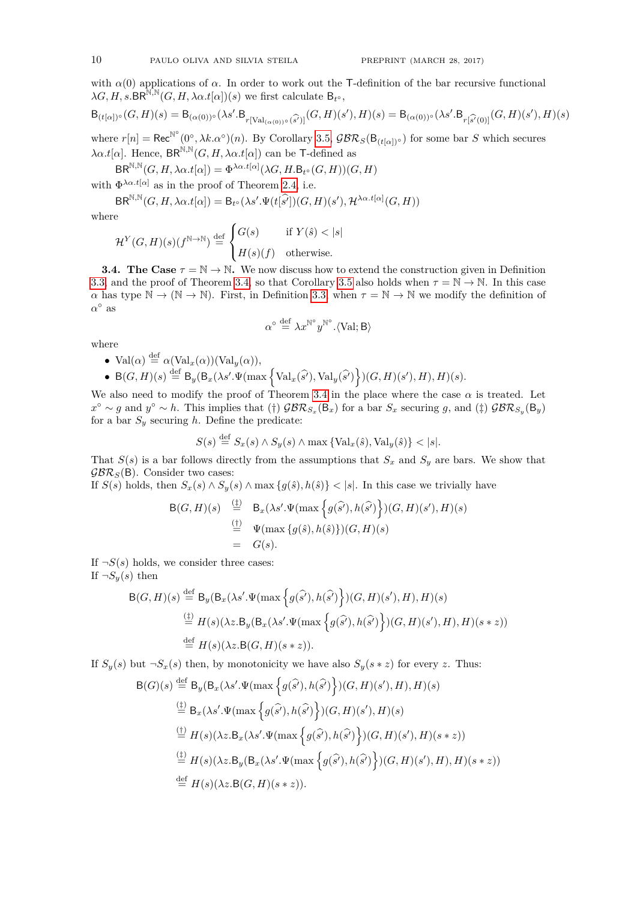with $\alpha(0)$ applications of $\alpha$. In order to work out the $\mathsf{T}$-definition of the bar recursive functional $\lambda G, H, s.\mathsf{BR}^{\mathbb{N},\mathbb{N}}(G, H, \lambda\alpha.t[\alpha])(s)$ we first calculate $\mathsf{B}_{t^\circ}$,

$$\mathsf{B}_{(t[\alpha])^\circ}(G,H)(s) = \mathsf{B}_{(\alpha(0))^\circ}(\lambda s'.\mathsf{B}_{r[\mathrm{Val}_{(\alpha(0))^\circ}(\widehat{s'})]}(G,H)(s'), H)(s) = \mathsf{B}_{(\alpha(0))^\circ}(\lambda s'.\mathsf{B}_{r[\widehat{s'}(0)]}(G,H)(s'), H)(s)$$

where $r[n] = \mathsf{Rec}^{\mathbb{N}^\circ}(0^\circ, \lambda k.\alpha^\circ)(n)$. By Corollary 3.5, $\mathcal{GBR}_S(\mathsf{B}_{(t[\alpha])^\circ})$ for some bar $S$ which secures $\lambda\alpha.t[\alpha]$. Hence, $\mathsf{BR}^{\mathbb{N},\mathbb{N}}(G, H, \lambda\alpha.t[\alpha])$ can be $\mathsf{T}$-defined as

$$\mathsf{BR}^{\mathbb{N},\mathbb{N}}(G, H, \lambda\alpha.t[\alpha]) = \Phi^{\lambda\alpha.t[\alpha]}(\lambda G, H.\mathsf{B}_{t^\circ}(G,H))(G,H)$$

with $\Phi^{\lambda\alpha.t[\alpha]}$ as in the proof of Theorem 2.4, i.e.

$$\mathsf{BR}^{\mathbb{N},\mathbb{N}}(G, H, \lambda\alpha.t[\alpha]) = \mathsf{B}_{t^\circ}(\lambda s'.\Psi(t[\widehat{s'}])(G,H)(s'), \mathcal{H}^{\lambda\alpha.t[\alpha]}(G,H))$$

where

$$\mathcal{H}^Y(G,H)(s)(f^{\mathbb{N}\to\mathbb{N}}) \stackrel{\mathrm{def}}{=} \begin{cases} G(s) & \text{if } Y(\hat{s}) < |s| \\ H(s)(f) & \text{otherwise.} \end{cases}$$

**3.4. The Case $\tau = \mathbb{N} \to \mathbb{N}$.** We now discuss how to extend the construction given in Definition 3.3 and the proof of Theorem 3.4, so that Corollary 3.5 also holds when $\tau = \mathbb{N} \to \mathbb{N}$. In this case $\alpha$ has type $\mathbb{N} \to (\mathbb{N} \to \mathbb{N})$. First, in Definition 3.3, when $\tau = \mathbb{N} \to \mathbb{N}$ we modify the definition of $\alpha^\circ$ as

$$\alpha^\circ \stackrel{\mathrm{def}}{=} \lambda x^{\mathbb{N}^\circ} y^{\mathbb{N}^\circ}.\langle \mathrm{Val}; \mathsf{B}\rangle$$

where

- $\mathrm{Val}(\alpha) \stackrel{\mathrm{def}}{=} \alpha(\mathrm{Val}_x(\alpha))(\mathrm{Val}_y(\alpha))$,
- $\mathsf{B}(G,H)(s) \stackrel{\mathrm{def}}{=} \mathsf{B}_y(\mathsf{B}_x(\lambda s'.\Psi(\max\left\{\mathrm{Val}_x(\widehat{s'}), \mathrm{Val}_y(\widehat{s'})\right\})(G,H)(s'), H), H)(s)$.

We also need to modify the proof of Theorem 3.4 in the place where the case $\alpha$ is treated. Let $x^\circ \sim g$ and $y^\circ \sim h$. This implies that (†) $\mathcal{GBR}_{S_x}(\mathsf{B}_x)$ for a bar $S_x$ securing $g$, and (‡) $\mathcal{GBR}_{S_y}(\mathsf{B}_y)$ for a bar $S_y$ securing $h$. Define the predicate:

$$S(s) \stackrel{\mathrm{def}}{=} S_x(s) \wedge S_y(s) \wedge \max\{\mathrm{Val}_x(\hat{s}), \mathrm{Val}_y(\hat{s})\} < |s|.$$

That $S(s)$ is a bar follows directly from the assumptions that $S_x$ and $S_y$ are bars. We show that $\mathcal{GBR}_S(\mathsf{B})$. Consider two cases:
If $S(s)$ holds, then $S_x(s) \wedge S_y(s) \wedge \max\{g(\hat{s}), h(\hat{s})\} < |s|$. In this case we trivially have

$$\begin{aligned}
\mathsf{B}(G,H)(s) &\stackrel{(\ddagger)}{=} \mathsf{B}_x(\lambda s'.\Psi(\max\left\{g(\widehat{s'}), h(\widehat{s'})\right\})(G,H)(s'), H)(s) \\
&\stackrel{(\dagger)}{=} \Psi(\max\{g(\hat{s}), h(\hat{s})\})(G,H)(s) \\
&= G(s).
\end{aligned}$$

If $\neg S(s)$ holds, we consider three cases:
If $\neg S_y(s)$ then

$$\begin{aligned}
\mathsf{B}(G,H)(s) &\stackrel{\mathrm{def}}{=} \mathsf{B}_y(\mathsf{B}_x(\lambda s'.\Psi(\max\left\{g(\widehat{s'}), h(\widehat{s'})\right\})(G,H)(s'), H), H)(s) \\
&\stackrel{(\ddagger)}{=} H(s)(\lambda z.\mathsf{B}_y(\mathsf{B}_x(\lambda s'.\Psi(\max\left\{g(\widehat{s'}), h(\widehat{s'})\right\})(G,H)(s'), H), H)(s * z)) \\
&\stackrel{\mathrm{def}}{=} H(s)(\lambda z.\mathsf{B}(G,H)(s * z)).
\end{aligned}$$

If $S_y(s)$ but $\neg S_x(s)$ then, by monotonicity we have also $S_y(s * z)$ for every $z$. Thus:

$$\begin{aligned}
\mathsf{B}(G)(s) &\stackrel{\mathrm{def}}{=} \mathsf{B}_y(\mathsf{B}_x(\lambda s'.\Psi(\max\left\{g(\widehat{s'}), h(\widehat{s'})\right\})(G,H)(s'), H), H)(s) \\
&\stackrel{(\ddagger)}{=} \mathsf{B}_x(\lambda s'.\Psi(\max\left\{g(\widehat{s'}), h(\widehat{s'})\right\})(G,H)(s'), H)(s) \\
&\stackrel{(\dagger)}{=} H(s)(\lambda z.\mathsf{B}_x(\lambda s'.\Psi(\max\left\{g(\widehat{s'}), h(\widehat{s'})\right\})(G,H)(s'), H)(s * z)) \\
&\stackrel{(\ddagger)}{=} H(s)(\lambda z.\mathsf{B}_y(\mathsf{B}_x(\lambda s'.\Psi(\max\left\{g(\widehat{s'}), h(\widehat{s'})\right\})(G,H)(s'), H), H)(s * z)) \\
&\stackrel{\mathrm{def}}{=} H(s)(\lambda z.\mathsf{B}(G,H)(s * z)).
\end{aligned}$$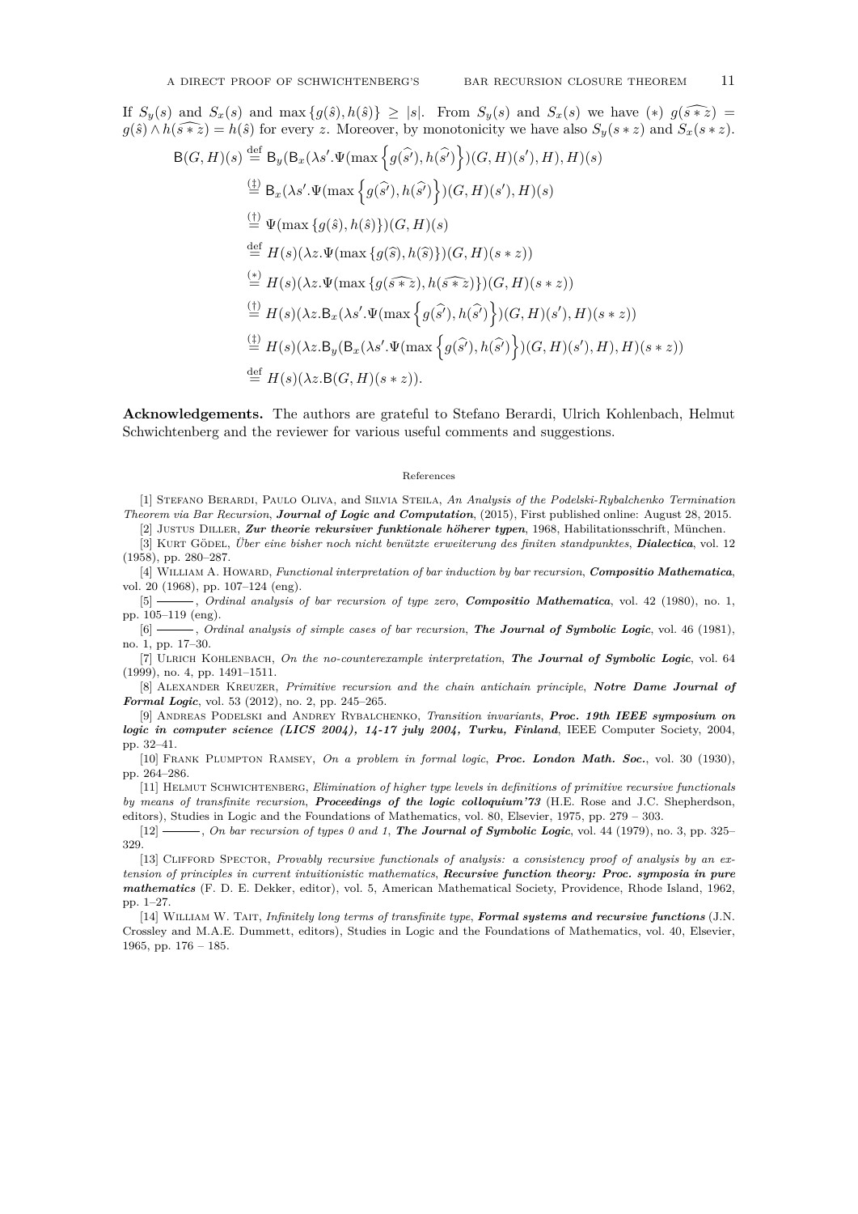If $S_y(s)$ and $S_x(s)$ and $\max\{g(\hat{s}), h(\hat{s})\} \geq |s|$. From $S_y(s)$ and $S_x(s)$ we have $(*)$ $g(\widehat{s * z}) = g(\hat{s}) \wedge h(\widehat{s * z}) = h(\hat{s})$ for every $z$. Moreover, by monotonicity we have also $S_y(s * z)$ and $S_x(s * z)$.

$$
\begin{aligned}
\mathsf{B}(G, H)(s) &\stackrel{\text{def}}{=} \mathsf{B}_y(\mathsf{B}_x(\lambda s'.\Psi(\max\left\{g(\widehat{s'}), h(\widehat{s'})\right\})(G, H)(s'), H), H)(s) \\
&\stackrel{(\ddagger)}{=} \mathsf{B}_x(\lambda s'.\Psi(\max\left\{g(\widehat{s'}), h(\widehat{s'})\right\})(G, H)(s'), H)(s) \\
&\stackrel{(\dagger)}{=} \Psi(\max\{g(\hat{s}), h(\hat{s})\})(G, H)(s) \\
&\stackrel{\text{def}}{=} H(s)(\lambda z.\Psi(\max\{g(\widehat{s}), h(\widehat{s})\})(G, H)(s * z)) \\
&\stackrel{(*)}{=} H(s)(\lambda z.\Psi(\max\{g(\widehat{s * z}), h(\widehat{s * z})\})(G, H)(s * z)) \\
&\stackrel{(\dagger)}{=} H(s)(\lambda z.\mathsf{B}_x(\lambda s'.\Psi(\max\left\{g(\widehat{s'}), h(\widehat{s'})\right\})(G, H)(s'), H)(s * z)) \\
&\stackrel{(\ddagger)}{=} H(s)(\lambda z.\mathsf{B}_y(\mathsf{B}_x(\lambda s'.\Psi(\max\left\{g(\widehat{s'}), h(\widehat{s'})\right\})(G, H)(s'), H), H)(s * z)) \\
&\stackrel{\text{def}}{=} H(s)(\lambda z.\mathsf{B}(G, H)(s * z)).
\end{aligned}
$$

**Acknowledgements.** The authors are grateful to Stefano Berardi, Ulrich Kohlenbach, Helmut Schwichtenberg and the reviewer for various useful comments and suggestions.

## References

[1] Stefano Berardi, Paulo Oliva, and Silvia Steila, *An Analysis of the Podelski-Rybalchenko Termination Theorem via Bar Recursion*, ***Journal of Logic and Computation***, (2015), First published online: August 28, 2015.

[2] Justus Diller, ***Zur theorie rekursiver funktionale höherer typen***, 1968, Habilitationsschrift, München.

[3] Kurt Gödel, *Über eine bisher noch nicht benützte erweiterung des finiten standpunktes*, ***Dialectica***, vol. 12 (1958), pp. 280–287.

[4] William A. Howard, *Functional interpretation of bar induction by bar recursion*, ***Compositio Mathematica***, vol. 20 (1968), pp. 107–124 (eng).

[5] ———, *Ordinal analysis of bar recursion of type zero*, ***Compositio Mathematica***, vol. 42 (1980), no. 1, pp. 105–119 (eng).

[6] ———, *Ordinal analysis of simple cases of bar recursion*, ***The Journal of Symbolic Logic***, vol. 46 (1981), no. 1, pp. 17–30.

[7] Ulrich Kohlenbach, *On the no-counterexample interpretation*, ***The Journal of Symbolic Logic***, vol. 64 (1999), no. 4, pp. 1491–1511.

[8] Alexander Kreuzer, *Primitive recursion and the chain antichain principle*, ***Notre Dame Journal of Formal Logic***, vol. 53 (2012), no. 2, pp. 245–265.

[9] Andreas Podelski and Andrey Rybalchenko, *Transition invariants*, ***Proc. 19th IEEE symposium on logic in computer science (LICS 2004), 14-17 july 2004, Turku, Finland***, IEEE Computer Society, 2004, pp. 32–41.

[10] Frank Plumpton Ramsey, *On a problem in formal logic*, ***Proc. London Math. Soc.***, vol. 30 (1930), pp. 264–286.

[11] Helmut Schwichtenberg, *Elimination of higher type levels in definitions of primitive recursive functionals by means of transfinite recursion*, ***Proceedings of the logic colloquium'73*** (H.E. Rose and J.C. Shepherdson, editors), Studies in Logic and the Foundations of Mathematics, vol. 80, Elsevier, 1975, pp. 279 – 303.

[12] ———, *On bar recursion of types 0 and 1*, ***The Journal of Symbolic Logic***, vol. 44 (1979), no. 3, pp. 325–329.

[13] Clifford Spector, *Provably recursive functionals of analysis: a consistency proof of analysis by an extension of principles in current intuitionistic mathematics*, ***Recursive function theory: Proc. symposia in pure mathematics*** (F. D. E. Dekker, editor), vol. 5, American Mathematical Society, Providence, Rhode Island, 1962, pp. 1–27.

[14] William W. Tait, *Infinitely long terms of transfinite type*, ***Formal systems and recursive functions*** (J.N. Crossley and M.A.E. Dummett, editors), Studies in Logic and the Foundations of Mathematics, vol. 40, Elsevier, 1965, pp. 176 – 185.